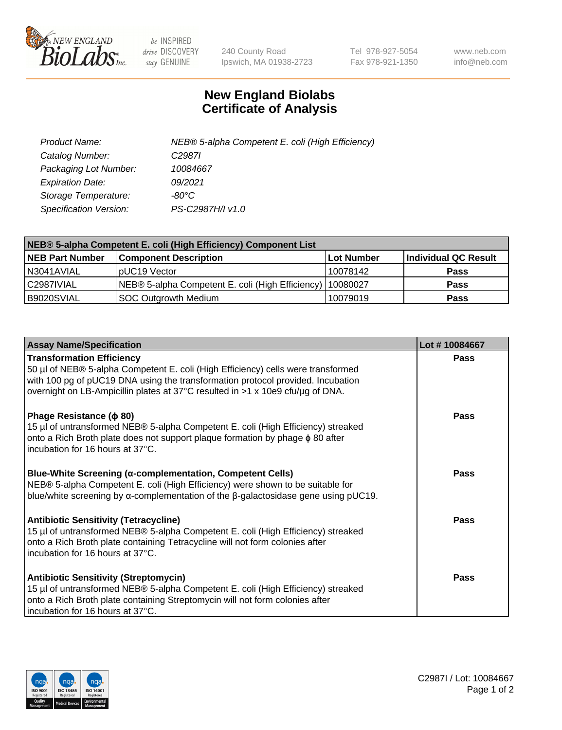NEW ENGLAND BioLabs Inc. — be INSPIRED drive DISCOVERY stay GENUINE

240 County Road
Ipswich, MA 01938-2723

Tel 978-927-5054
Fax 978-921-1350

www.neb.com
info@neb.com

# New England Biolabs Certificate of Analysis

| | |
|---|---|
| *Product Name:* | *NEB® 5-alpha Competent E. coli (High Efficiency)* |
| *Catalog Number:* | *C2987I* |
| *Packaging Lot Number:* | *10084667* |
| *Expiration Date:* | *09/2021* |
| *Storage Temperature:* | *-80°C* |
| *Specification Version:* | *PS-C2987H/I v1.0* |

| NEB® 5-alpha Competent E. coli (High Efficiency) Component List | | | |
|---|---|---|---|
| **NEB Part Number** | **Component Description** | **Lot Number** | **Individual QC Result** |
| N3041AVIAL | pUC19 Vector | 10078142 | **Pass** |
| C2987IVIAL | NEB® 5-alpha Competent E. coli (High Efficiency) | 10080027 | **Pass** |
| B9020SVIAL | SOC Outgrowth Medium | 10079019 | **Pass** |

| Assay Name/Specification | Lot # 10084667 |
|---|---|
| **Transformation Efficiency** 50 µl of NEB® 5-alpha Competent E. coli (High Efficiency) cells were transformed with 100 pg of pUC19 DNA using the transformation protocol provided. Incubation overnight on LB-Ampicillin plates at 37°C resulted in >1 x 10e9 cfu/µg of DNA. | **Pass** |
| **Phage Resistance (ϕ 80)** 15 µl of untransformed NEB® 5-alpha Competent E. coli (High Efficiency) streaked onto a Rich Broth plate does not support plaque formation by phage ϕ 80 after incubation for 16 hours at 37°C. | **Pass** |
| **Blue-White Screening (α-complementation, Competent Cells)** NEB® 5-alpha Competent E. coli (High Efficiency) were shown to be suitable for blue/white screening by α-complementation of the β-galactosidase gene using pUC19. | **Pass** |
| **Antibiotic Sensitivity (Tetracycline)** 15 µl of untransformed NEB® 5-alpha Competent E. coli (High Efficiency) streaked onto a Rich Broth plate containing Tetracycline will not form colonies after incubation for 16 hours at 37°C. | **Pass** |
| **Antibiotic Sensitivity (Streptomycin)** 15 µl of untransformed NEB® 5-alpha Competent E. coli (High Efficiency) streaked onto a Rich Broth plate containing Streptomycin will not form colonies after incubation for 16 hours at 37°C. | **Pass** |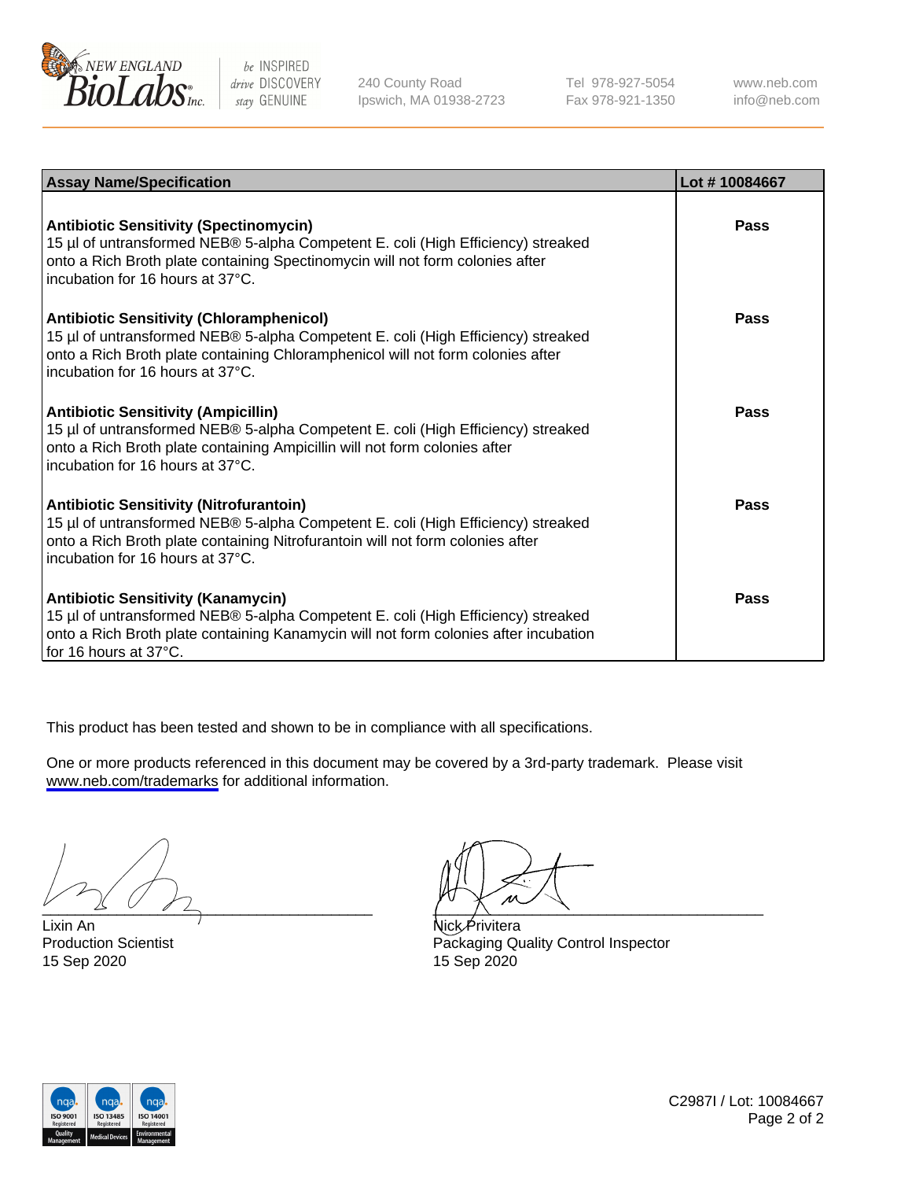| Assay Name/Specification | Lot # 10084667 |
|---|---|
| **Antibiotic Sensitivity (Spectinomycin)**<br>15 µl of untransformed NEB® 5-alpha Competent E. coli (High Efficiency) streaked onto a Rich Broth plate containing Spectinomycin will not form colonies after incubation for 16 hours at 37°C. | **Pass** |
| **Antibiotic Sensitivity (Chloramphenicol)**<br>15 µl of untransformed NEB® 5-alpha Competent E. coli (High Efficiency) streaked onto a Rich Broth plate containing Chloramphenicol will not form colonies after incubation for 16 hours at 37°C. | **Pass** |
| **Antibiotic Sensitivity (Ampicillin)**<br>15 µl of untransformed NEB® 5-alpha Competent E. coli (High Efficiency) streaked onto a Rich Broth plate containing Ampicillin will not form colonies after incubation for 16 hours at 37°C. | **Pass** |
| **Antibiotic Sensitivity (Nitrofurantoin)**<br>15 µl of untransformed NEB® 5-alpha Competent E. coli (High Efficiency) streaked onto a Rich Broth plate containing Nitrofurantoin will not form colonies after incubation for 16 hours at 37°C. | **Pass** |
| **Antibiotic Sensitivity (Kanamycin)**<br>15 µl of untransformed NEB® 5-alpha Competent E. coli (High Efficiency) streaked onto a Rich Broth plate containing Kanamycin will not form colonies after incubation for 16 hours at 37°C. | **Pass** |

This product has been tested and shown to be in compliance with all specifications.

One or more products referenced in this document may be covered by a 3rd-party trademark. Please visit www.neb.com/trademarks for additional information.

Lixin An
Production Scientist
15 Sep 2020

Nick Privitera
Packaging Quality Control Inspector
15 Sep 2020

C2987I / Lot: 10084667